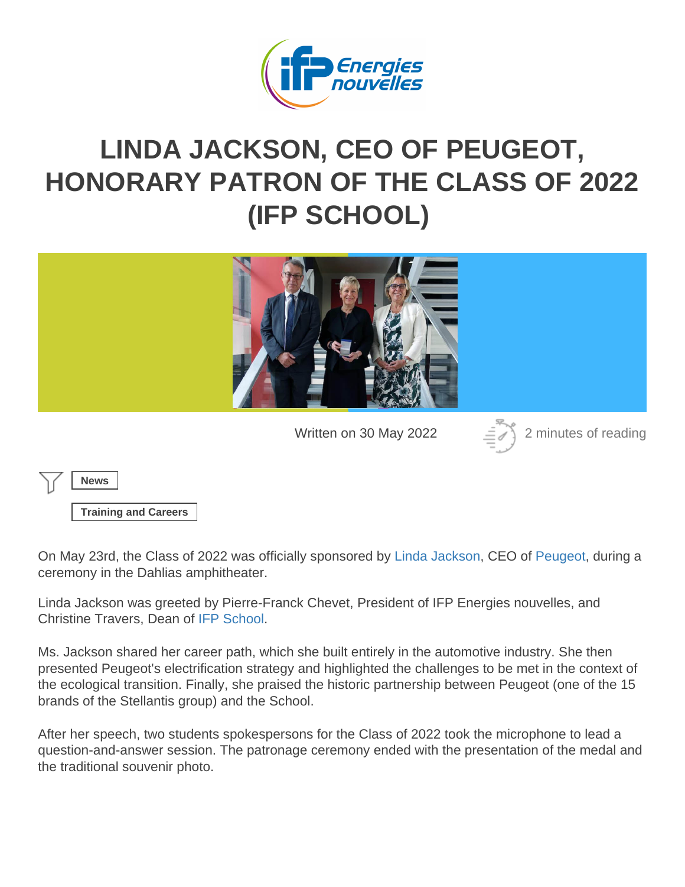# LINDA JACKSON, CEO OF PEUGEOT, HONORARY PATRON OF THE CLASS OF 2022 (IFP SCHOOL)

Written on 30 May 2022

2 minutes of reading

News

Training and Careers

On May 23rd, the Class of 2022 was officially sponsored by Linda Jackson, CEO of Peugeot, during a ceremony in the Dahlias amphitheater.

Linda Jackson was greeted by Pierre-Franck Chevet, President of IFP Energies nouvelles, and Christine Travers, Dean of IFP School.

Ms. Jackson shared her career path, which she built entirely in the automotive industry. She then presented Peugeot's electrification strategy and highlighted the challenges to be met in the context of the ecological transition. Finally, she praised the historic partnership between Peugeot (one of the 15 brands of the Stellantis group) and the School.

After her speech, two students spokespersons for the Class of 2022 took the microphone to lead a question-and-answer session. The patronage ceremony ended with the presentation of the medal and the traditional souvenir photo.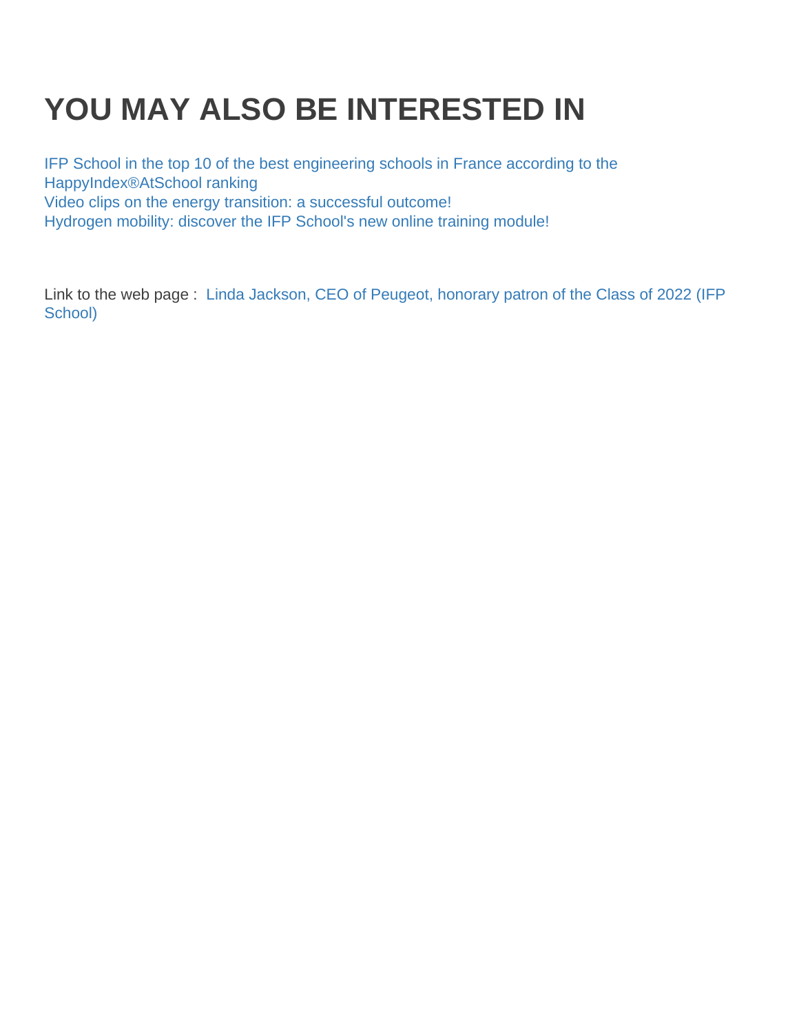# YOU MAY ALSO BE INTERESTED IN

IFP School in the top 10 of the best engineering schools in France according to the HappyIndex®AtSchool ranking
Video clips on the energy transition: a successful outcome!
Hydrogen mobility: discover the IFP School's new online training module!

Link to the web page : Linda Jackson, CEO of Peugeot, honorary patron of the Class of 2022 (IFP School)